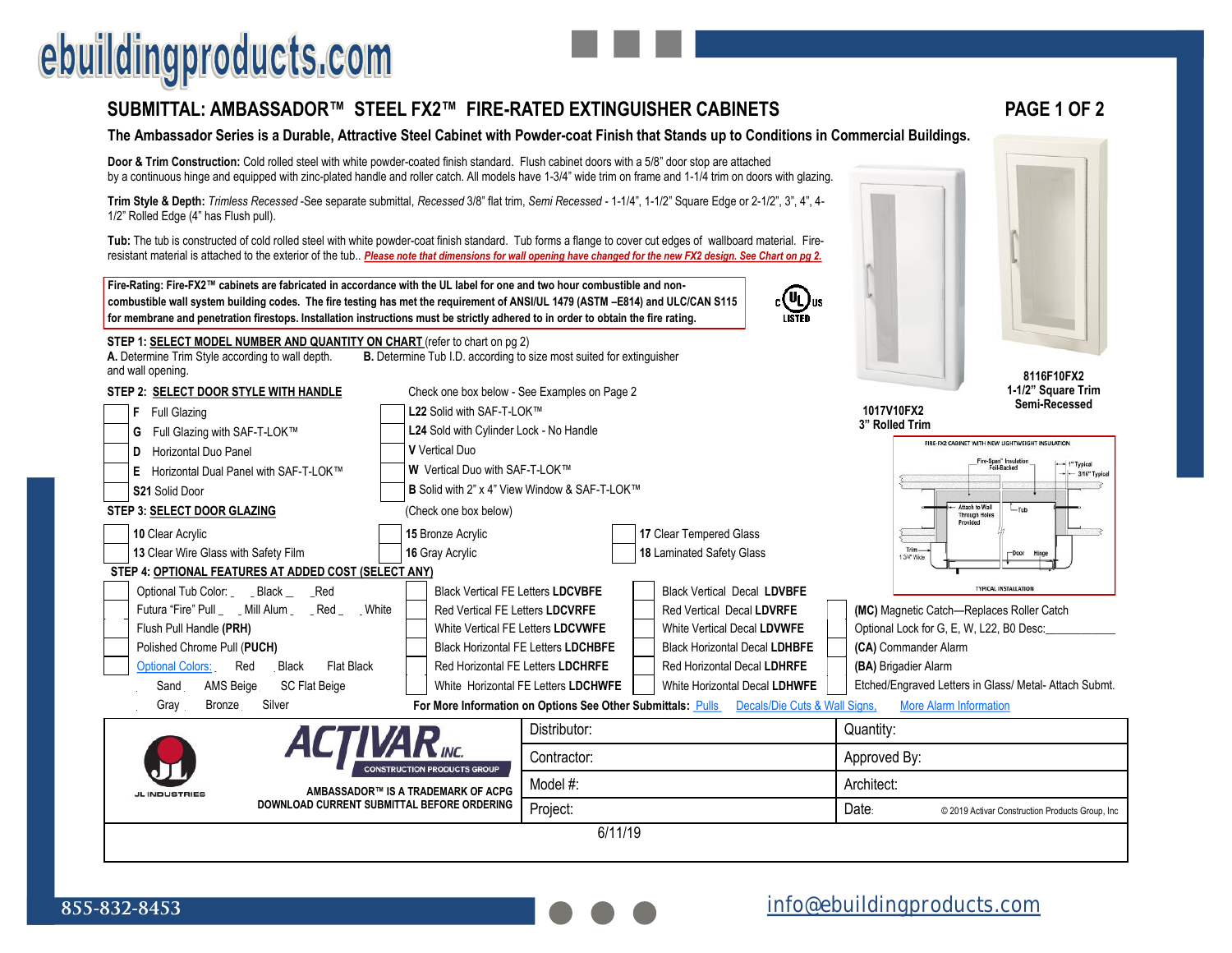# ebuildingproducts.com

## SUBMITTAL: AMBASSADOR™ STEEL FX2™ FIRE-RATED EXTINGUISHER CABINETS

PAGE 1 OF 2

**The Ambassador Series is a Durable, Attractive Steel Cabinet with Powder-coat Finish that Stands up to Conditions in Commercial Buildings.**

**Door & Trim Construction:** Cold rolled steel with white powder-coated finish standard. Flush cabinet doors with a 5/8" door stop are attached by a continuous hinge and equipped with zinc-plated handle and roller catch. All models have 1-3/4" wide trim on frame and 1-1/4 trim on doors with glazing.

**Trim Style & Depth:** *Trimless Recessed* -See separate submittal, *Recessed* 3/8" flat trim, *Semi Recessed* - 1-1/4", 1-1/2" Square Edge or 2-1/2", 3", 4", 4-1/2" Rolled Edge (4" has Flush pull).

**Tub:** The tub is constructed of cold rolled steel with white powder-coat finish standard. Tub forms a flange to cover cut edges of wallboard material. Fire-resistant material is attached to the exterior of the tub.. ***Please note that dimensions for wall opening have changed for the new FX2 design. See Chart on pg 2.***

**Fire-Rating: Fire-FX2™ cabinets are fabricated in accordance with the UL label for one and two hour combustible and non-combustible wall system building codes. The fire testing has met the requirement of ANSI/UL 1479 (ASTM –E814) and ULC/CAN S115 for membrane and penetration firestops. Installation instructions must be strictly adhered to in order to obtain the fire rating.**

c UL us LISTED

8116F10FX2
1-1/2" Square Trim
Semi-Recessed

1017V10FX2
3" Rolled Trim

FIRE-FX2 CABINET WITH NEW LIGHTWEIGHT INSULATION
Fire-Span® Insulation Foil-Backed | 1" Typical | 3/16" Typical | Attach to Wall Through Holes Provided | Tub | Trim 1 3/4" Wide | Door | Hinge
TYPICAL INSTALLATION

**STEP 1: SELECT MODEL NUMBER AND QUANTITY ON CHART** (refer to chart on pg 2)

**A.** Determine Trim Style according to wall depth. and wall opening.
**B.** Determine Tub I.D. according to size most suited for extinguisher

**STEP 2: SELECT DOOR STYLE WITH HANDLE** — Check one box below - See Examples on Page 2

- ☐ **F** Full Glazing
- ☐ **G** Full Glazing with SAF-T-LOK™
- ☐ **D** Horizontal Duo Panel
- ☐ **E** Horizontal Dual Panel with SAF-T-LOK™
- ☐ **S21** Solid Door
- ☐ **L22** Solid with SAF-T-LOK™
- ☐ **L24** Solid with Cylinder Lock - No Handle
- ☐ **V** Vertical Duo
- ☐ **W** Vertical Duo with SAF-T-LOK™
- ☐ **B** Solid with 2" x 4" View Window & SAF-T-LOK™

**STEP 3: SELECT DOOR GLAZING** (Check one box below)

- ☐ **10** Clear Acrylic
- ☐ **13** Clear Wire Glass with Safety Film
- ☐ **15** Bronze Acrylic
- ☐ **16** Gray Acrylic
- ☐ **17** Clear Tempered Glass
- ☐ **18** Laminated Safety Glass

**STEP 4: OPTIONAL FEATURES AT ADDED COST (SELECT ANY)**

- ☐ Optional Tub Color: _ _Black _ _Red
- ☐ Futura "Fire" Pull _ _Mill Alum _ _Red _ _White
- ☐ Flush Pull Handle **(PRH)**
- ☐ Polished Chrome Pull **(PUCH)**
- ☐ Optional Colors: _ Red _ Black _ Flat Black _ Sand _ AMS Beige _ SC Flat Beige _ Gray _ Bronze _ Silver
- ☐ Black Vertical FE Letters **LDCVBFE**
- ☐ Red Vertical FE Letters **LDCVRFE**
- ☐ White Vertical FE Letters **LDCVWFE**
- ☐ Black Horizontal FE Letters **LDCHBFE**
- ☐ Red Horizontal FE Letters **LDCHRFE**
- ☐ White Horizontal FE Letters **LDCHWFE**
- ☐ Black Vertical Decal **LDVBFE**
- ☐ Red Vertical Decal **LDVRFE**
- ☐ White Vertical Decal **LDVWFE**
- ☐ Black Horizontal Decal **LDHBFE**
- ☐ Red Horizontal Decal **LDHRFE**
- ☐ White Horizontal Decal **LDHWFE**
- ☐ **(MC)** Magnetic Catch—Replaces Roller Catch
- ☐ Optional Lock for G, E, W, L22, B0 Desc:____________
- ☐ **(CA)** Commander Alarm
- ☐ **(BA)** Brigadier Alarm
- ☐ Etched/Engraved Letters in Glass/ Metal- Attach Submt.

**For More Information on Options See Other Submittals:** Pulls  Decals/Die Cuts & Wall Signs,  More Alarm Information

| JL INDUSTRIES / ACTIVAR INC. CONSTRUCTION PRODUCTS GROUP | Distributor: | Quantity: |
|---|---|---|
| AMBASSADOR™ IS A TRADEMARK OF ACPG | Contractor: | Approved By: |
| DOWNLOAD CURRENT SUBMITTAL BEFORE ORDERING | Model #: | Architect: |
| | Project: | Date: © 2019 Activar Construction Products Group, Inc |

6/11/19

855-832-8453

info@ebuildingproducts.com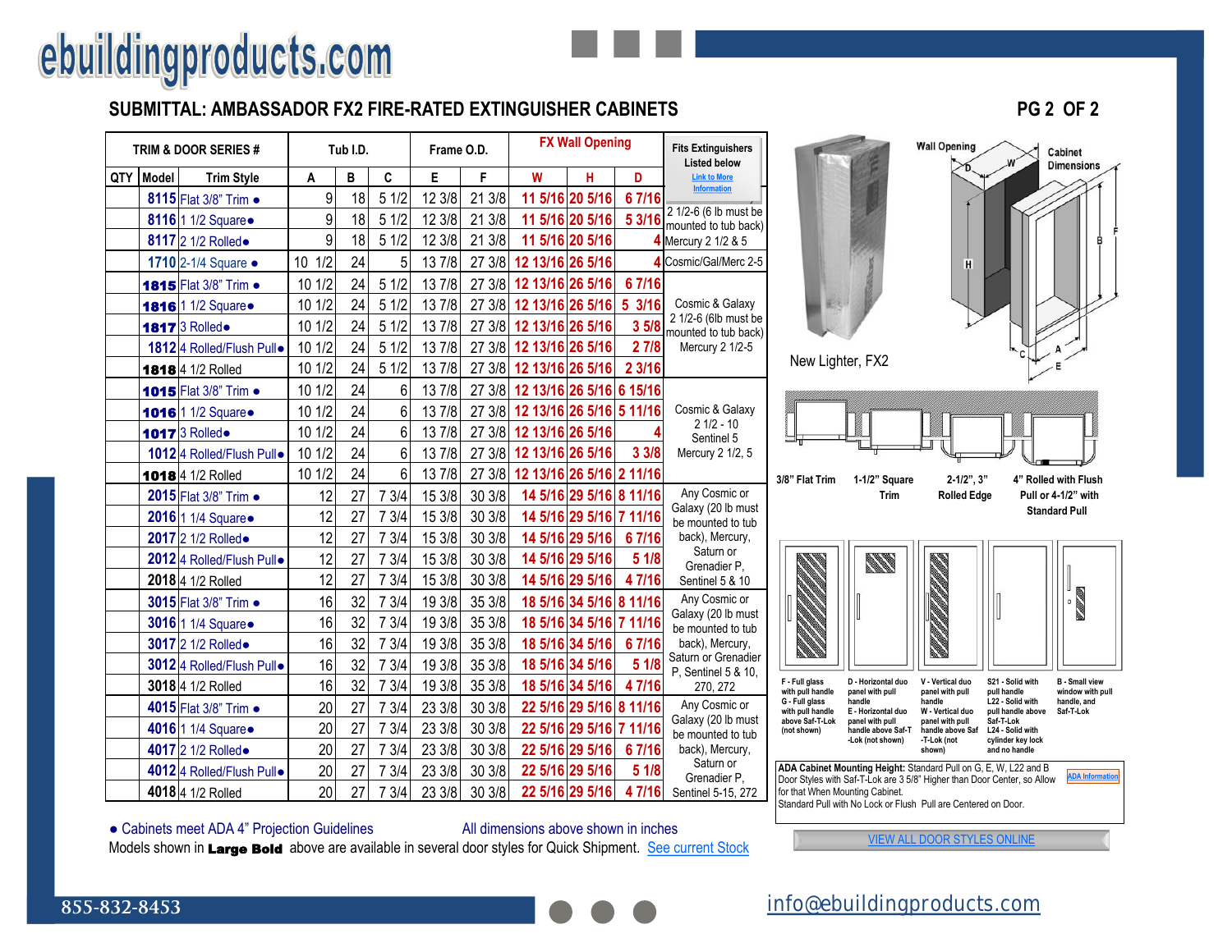# SUBMITTAL: AMBASSADOR FX2 FIRE-RATED EXTINGUISHER CABINETS

| TRIM & DOOR SERIES # | | | Tub I.D. | | | Frame O.D. | | FX Wall Opening | | | Fits Extinguishers Listed below |
|---|---|---|---|---|---|---|---|---|---|---|---|
| QTY | Model | Trim Style | A | B | C | E | F | W | H | D | Link to More Information |
| | 8115 | Flat 3/8" Trim ● | 9 | 18 | 5 1/2 | 12 3/8 | 21 3/8 | 11 5/16 | 20 5/16 | 6 7/16 | 2 1/2-6 (6 lb must be mounted to tub back) Mercury 2 1/2 & 5 |
| | 8116 | 1 1/2 Square● | 9 | 18 | 5 1/2 | 12 3/8 | 21 3/8 | 11 5/16 | 20 5/16 | 5 3/16 | |
| | 8117 | 2 1/2 Rolled● | 9 | 18 | 5 1/2 | 12 3/8 | 21 3/8 | 11 5/16 | 20 5/16 | 4 | |
| | 1710 | 2-1/4 Square ● | 10 1/2 | 24 | 5 | 13 7/8 | 27 3/8 | 12 13/16 | 26 5/16 | 4 | Cosmic/Gal/Merc 2-5 |
| | **1815** | Flat 3/8" Trim ● | 10 1/2 | 24 | 5 1/2 | 13 7/8 | 27 3/8 | 12 13/16 | 26 5/16 | 6 7/16 | Cosmic & Galaxy 2 1/2-6 (6lb must be mounted to tub back) Mercury 2 1/2-5 |
| | **1816** | 1 1/2 Square● | 10 1/2 | 24 | 5 1/2 | 13 7/8 | 27 3/8 | 12 13/16 | 26 5/16 | 5 3/16 | |
| | **1817** | 3 Rolled● | 10 1/2 | 24 | 5 1/2 | 13 7/8 | 27 3/8 | 12 13/16 | 26 5/16 | 3 5/8 | |
| | 1812 | 4 Rolled/Flush Pull● | 10 1/2 | 24 | 5 1/2 | 13 7/8 | 27 3/8 | 12 13/16 | 26 5/16 | 2 7/8 | |
| | **1818** | 4 1/2 Rolled | 10 1/2 | 24 | 5 1/2 | 13 7/8 | 27 3/8 | 12 13/16 | 26 5/16 | 2 3/16 | |
| | **1015** | Flat 3/8" Trim ● | 10 1/2 | 24 | 6 | 13 7/8 | 27 3/8 | 12 13/16 | 26 5/16 | 6 15/16 | Cosmic & Galaxy 2 1/2 - 10 Sentinel 5 Mercury 2 1/2, 5 |
| | **1016** | 1 1/2 Square● | 10 1/2 | 24 | 6 | 13 7/8 | 27 3/8 | 12 13/16 | 26 5/16 | 5 11/16 | |
| | **1017** | 3 Rolled● | 10 1/2 | 24 | 6 | 13 7/8 | 27 3/8 | 12 13/16 | 26 5/16 | 4 | |
| | 1012 | 4 Rolled/Flush Pull● | 10 1/2 | 24 | 6 | 13 7/8 | 27 3/8 | 12 13/16 | 26 5/16 | 3 3/8 | |
| | **1018** | 4 1/2 Rolled | 10 1/2 | 24 | 6 | 13 7/8 | 27 3/8 | 12 13/16 | 26 5/16 | 2 11/16 | |
| | 2015 | Flat 3/8" Trim ● | 12 | 27 | 7 3/4 | 15 3/8 | 30 3/8 | 14 5/16 | 29 5/16 | 8 11/16 | Any Cosmic or Galaxy (20 lb must be mounted to tub back), Mercury, Saturn or Grenadier P, Sentinel 5 & 10 |
| | 2016 | 1 1/4 Square● | 12 | 27 | 7 3/4 | 15 3/8 | 30 3/8 | 14 5/16 | 29 5/16 | 7 11/16 | |
| | 2017 | 2 1/2 Rolled● | 12 | 27 | 7 3/4 | 15 3/8 | 30 3/8 | 14 5/16 | 29 5/16 | 6 7/16 | |
| | 2012 | 4 Rolled/Flush Pull● | 12 | 27 | 7 3/4 | 15 3/8 | 30 3/8 | 14 5/16 | 29 5/16 | 5 1/8 | |
| | 2018 | 4 1/2 Rolled | 12 | 27 | 7 3/4 | 15 3/8 | 30 3/8 | 14 5/16 | 29 5/16 | 4 7/16 | |
| | 3015 | Flat 3/8" Trim ● | 16 | 32 | 7 3/4 | 19 3/8 | 35 3/8 | 18 5/16 | 34 5/16 | 8 11/16 | Any Cosmic or Galaxy (20 lb must be mounted to tub back), Mercury, Saturn or Grenadier P, Sentinel 5 & 10, 270, 272 |
| | 3016 | 1 1/4 Square● | 16 | 32 | 7 3/4 | 19 3/8 | 35 3/8 | 18 5/16 | 34 5/16 | 7 11/16 | |
| | 3017 | 2 1/2 Rolled● | 16 | 32 | 7 3/4 | 19 3/8 | 35 3/8 | 18 5/16 | 34 5/16 | 6 7/16 | |
| | 3012 | 4 Rolled/Flush Pull● | 16 | 32 | 7 3/4 | 19 3/8 | 35 3/8 | 18 5/16 | 34 5/16 | 5 1/8 | |
| | 3018 | 4 1/2 Rolled | 16 | 32 | 7 3/4 | 19 3/8 | 35 3/8 | 18 5/16 | 34 5/16 | 4 7/16 | |
| | 4015 | Flat 3/8" Trim ● | 20 | 27 | 7 3/4 | 23 3/8 | 30 3/8 | 22 5/16 | 29 5/16 | 8 11/16 | Any Cosmic or Galaxy (20 lb must be mounted to tub back), Mercury, Saturn or Grenadier P, Sentinel 5-15, 272 |
| | 4016 | 1 1/4 Square● | 20 | 27 | 7 3/4 | 23 3/8 | 30 3/8 | 22 5/16 | 29 5/16 | 7 11/16 | |
| | 4017 | 2 1/2 Rolled● | 20 | 27 | 7 3/4 | 23 3/8 | 30 3/8 | 22 5/16 | 29 5/16 | 6 7/16 | |
| | 4012 | 4 Rolled/Flush Pull● | 20 | 27 | 7 3/4 | 23 3/8 | 30 3/8 | 22 5/16 | 29 5/16 | 5 1/8 | |
| | 4018 | 4 1/2 Rolled | 20 | 27 | 7 3/4 | 23 3/8 | 30 3/8 | 22 5/16 | 29 5/16 | 4 7/16 | |

● Cabinets meet ADA 4" Projection Guidelines — All dimensions above shown in inches

Models shown in **Large Bold** above are available in several door styles for Quick Shipment. See current Stock

New Lighter, FX2

Wall Opening — Cabinet Dimensions — W, D, H, F, B, C, A, E

3/8" Flat Trim — 1-1/2" Square Trim — 2-1/2", 3" Rolled Edge — 4" Rolled with Flush Pull or 4-1/2" with Standard Pull

F - Full glass with pull handle
G - Full glass with pull handle above Saf-T-Lok (not shown)

D - Horizontal duo panel with pull handle
E - Horizontal duo panel with pull handle above Saf-T-Lok (not shown)

V - Vertical duo panel with pull handle
W - Vertical duo panel with pull handle above Saf-T-Lok (not shown)

S21 - Solid with pull handle
L22 - Solid with pull handle above Saf-T-Lok
L24 - Solid with cylinder key lock and no handle

B - Small view window with pull handle, and Saf-T-Lok

**ADA Cabinet Mounting Height:** Standard Pull on G, E, W, L22 and B Door Styles with Saf-T-Lok are 3 5/8" Higher than Door Center, so Allow for that When Mounting Cabinet. Standard Pull with No Lock or Flush Pull are Centered on Door. ADA Information

VIEW ALL DOOR STYLES ONLINE

855-832-8453

info@ebuildingproducts.com